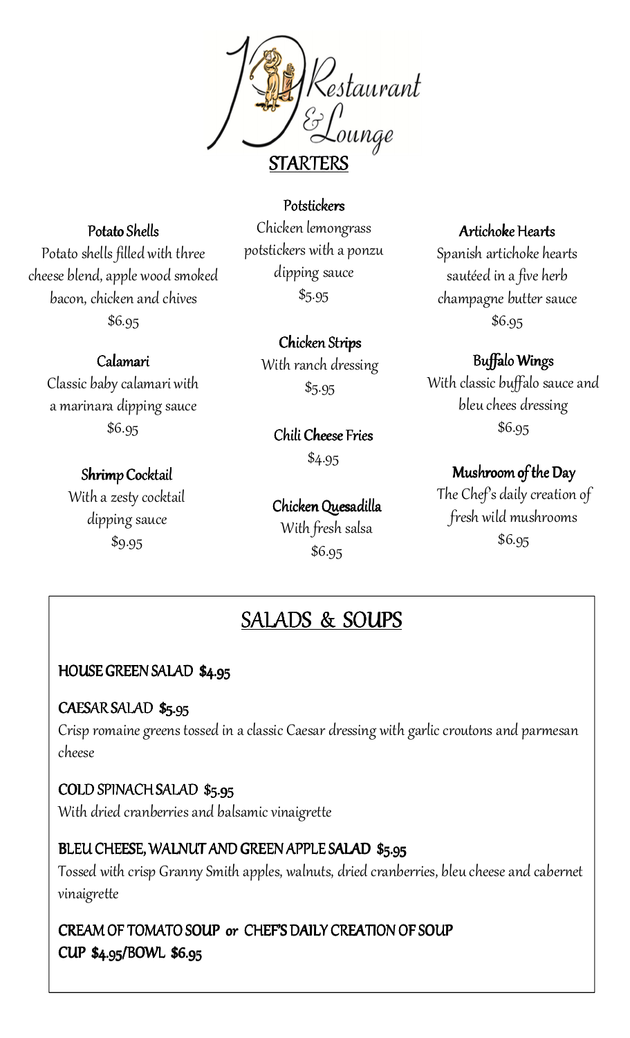# 19 Restaurant & Lounge

## STARTERS

**Potato Shells**
Potato shells filled with three cheese blend, apple wood smoked bacon, chicken and chives
$6.95

**Calamari**
Classic baby calamari with a marinara dipping sauce
$6.95

**Shrimp Cocktail**
With a zesty cocktail dipping sauce
$9.95

**Potstickers**
Chicken lemongrass potstickers with a ponzu dipping sauce
$5.95

**Chicken Strips**
With ranch dressing
$5.95

**Chili Cheese Fries**
$4.95

**Chicken Quesadilla**
With fresh salsa
$6.95

**Artichoke Hearts**
Spanish artichoke hearts sautéed in a five herb champagne butter sauce
$6.95

**Buffalo Wings**
With classic buffalo sauce and bleu chees dressing
$6.95

**Mushroom of the Day**
The Chef's daily creation of fresh wild mushrooms
$6.95

## SALADS & SOUPS

**HOUSE GREEN SALAD $4.95**

**CAESAR SALAD $5.95**
Crisp romaine greens tossed in a classic Caesar dressing with garlic croutons and parmesan cheese

**COLD SPINACH SALAD $5.95**
With dried cranberries and balsamic vinaigrette

**BLEU CHEESE, WALNUT AND GREEN APPLE SALAD $5.95**
Tossed with crisp Granny Smith apples, walnuts, dried cranberries, bleu cheese and cabernet vinaigrette

**CREAM OF TOMATO SOUP *or* CHEF'S DAILY CREATION OF SOUP**
**CUP $4.95/BOWL $6.95**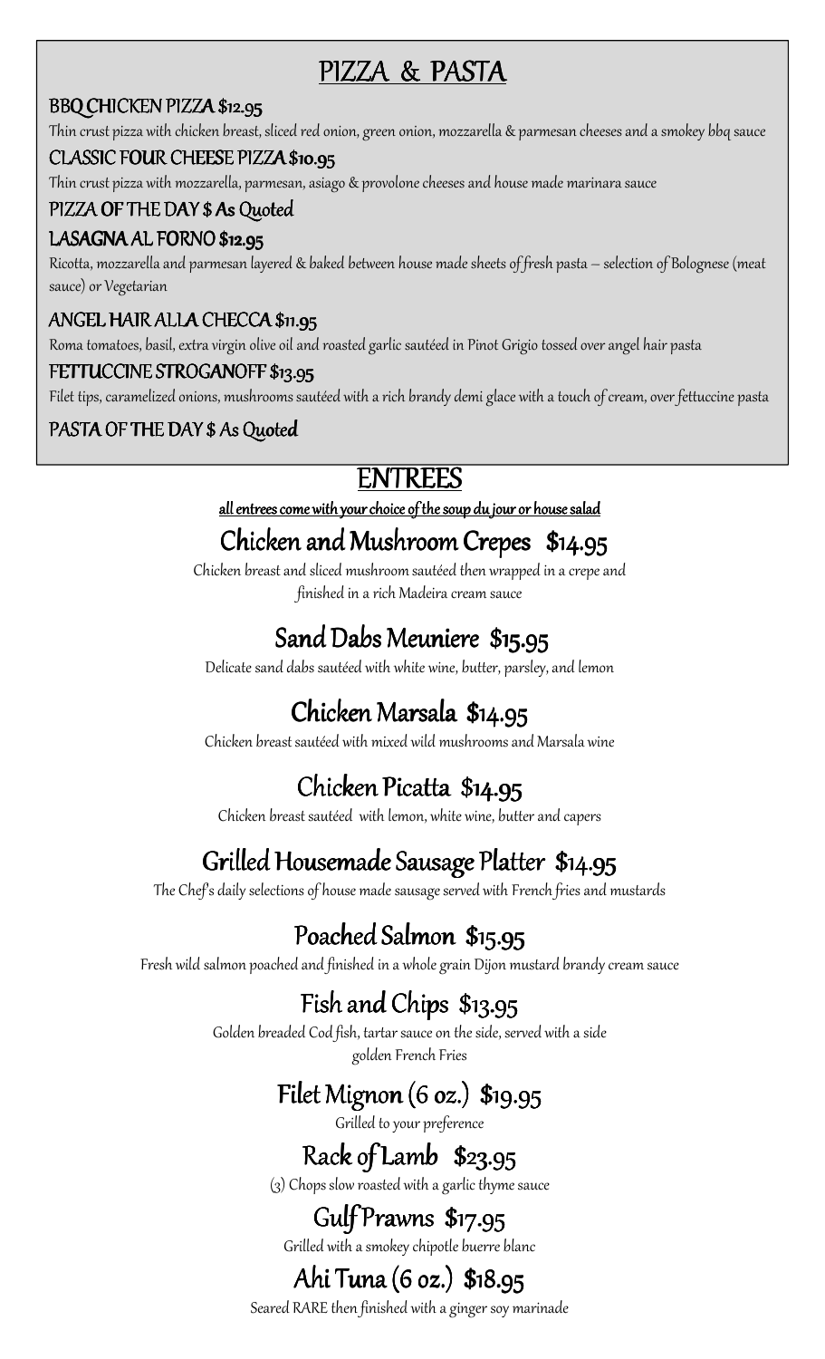# PIZZA & PASTA

### BBQ CHICKEN PIZZA $12.95

Thin crust pizza with chicken breast, sliced red onion, green onion, mozzarella & parmesan cheeses and a smokey bbq sauce

### CLASSIC FOUR CHEESE PIZZA $10.95

Thin crust pizza with mozzarella, parmesan, asiago & provolone cheeses and house made marinara sauce

### PIZZA OF THE DAY $ As Quoted

### LASAGNA AL FORNO $12.95

Ricotta, mozzarella and parmesan layered & baked between house made sheets of fresh pasta – selection of Bolognese (meat sauce) or Vegetarian

### ANGEL HAIR ALLA CHECCA $11.95

Roma tomatoes, basil, extra virgin olive oil and roasted garlic sautéed in Pinot Grigio tossed over angel hair pasta

### FETTUCCINE STROGANOFF $13.95

Filet tips, caramelized onions, mushrooms sautéed with a rich brandy demi glace with a touch of cream, over fettuccine pasta

### PASTA OF THE DAY $ As Quoted

# ENTREES

**all entrees come with your choice of the soup du jour or house salad**

## Chicken and Mushroom Crepes $14.95

Chicken breast and sliced mushroom sautéed then wrapped in a crepe and finished in a rich Madeira cream sauce

## Sand Dabs Meuniere $15.95

Delicate sand dabs sautéed with white wine, butter, parsley, and lemon

## Chicken Marsala $14.95

Chicken breast sautéed with mixed wild mushrooms and Marsala wine

## Chicken Picatta $14.95

Chicken breast sautéed with lemon, white wine, butter and capers

## Grilled Housemade Sausage Platter $14.95

The Chef's daily selections of house made sausage served with French fries and mustards

## Poached Salmon $15.95

Fresh wild salmon poached and finished in a whole grain Dijon mustard brandy cream sauce

## Fish and Chips $13.95

Golden breaded Cod fish, tartar sauce on the side, served with a side golden French Fries

## Filet Mignon (6 oz.) $19.95

Grilled to your preference

## Rack of Lamb $23.95

(3) Chops slow roasted with a garlic thyme sauce

## Gulf Prawns $17.95

Grilled with a smokey chipotle buerre blanc

## Ahi Tuna (6 oz.) $18.95

Seared RARE then finished with a ginger soy marinade